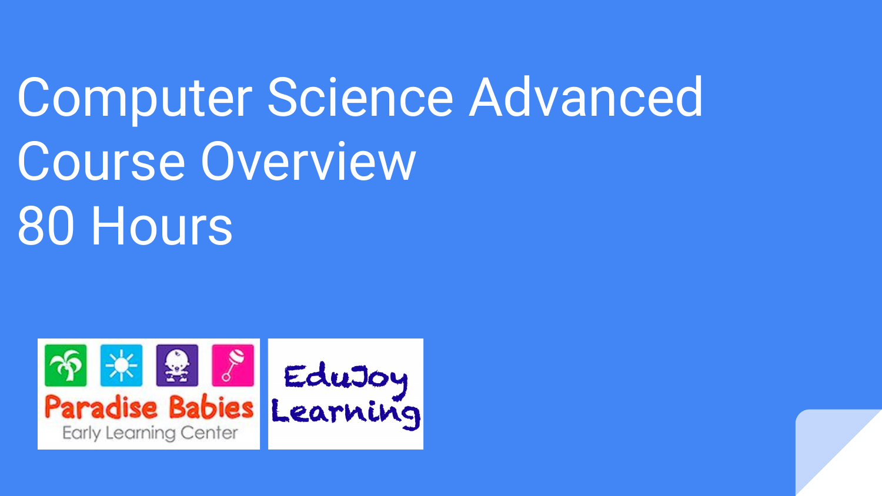# Computer Science Advanced Course Overview 80 Hours

Paradise Babies

Early Learning Center

EduJoy Learning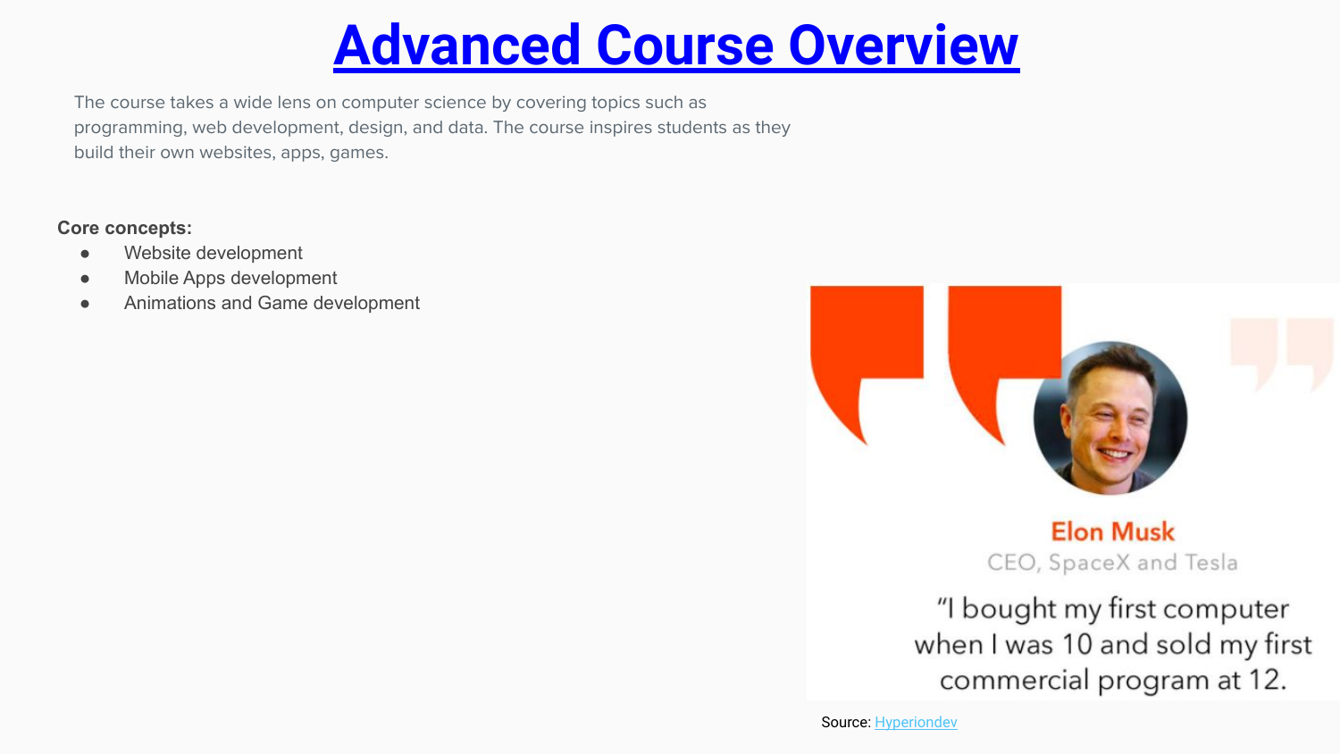# Advanced Course Overview

The course takes a wide lens on computer science by covering topics such as programming, web development, design, and data. The course inspires students as they build their own websites, apps, games.

**Core concepts:**

- Website development
- Mobile Apps development
- Animations and Game development

**Elon Musk**

CEO, SpaceX and Tesla

"I bought my first computer when I was 10 and sold my first commercial program at 12.

Source: Hyperiondev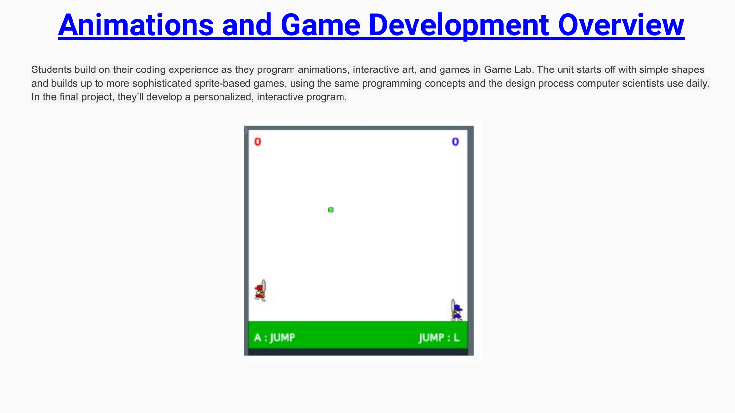# Animations and Game Development Overview

Students build on their coding experience as they program animations, interactive art, and games in Game Lab. The unit starts off with simple shapes and builds up to more sophisticated sprite-based games, using the same programming concepts and the design process computer scientists use daily. In the final project, they'll develop a personalized, interactive program.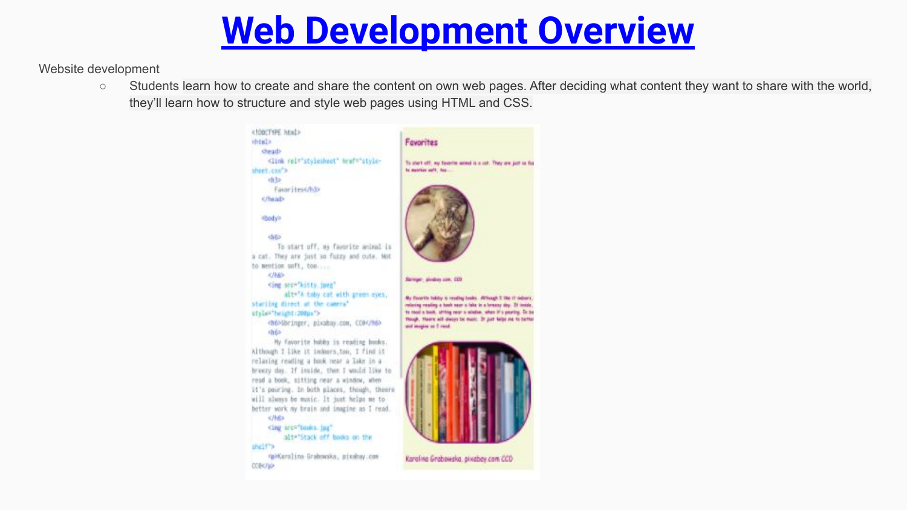# Web Development Overview

Website development

- Students learn how to create and share the content on own web pages. After deciding what content they want to share with the world, they'll learn how to structure and style web pages using HTML and CSS.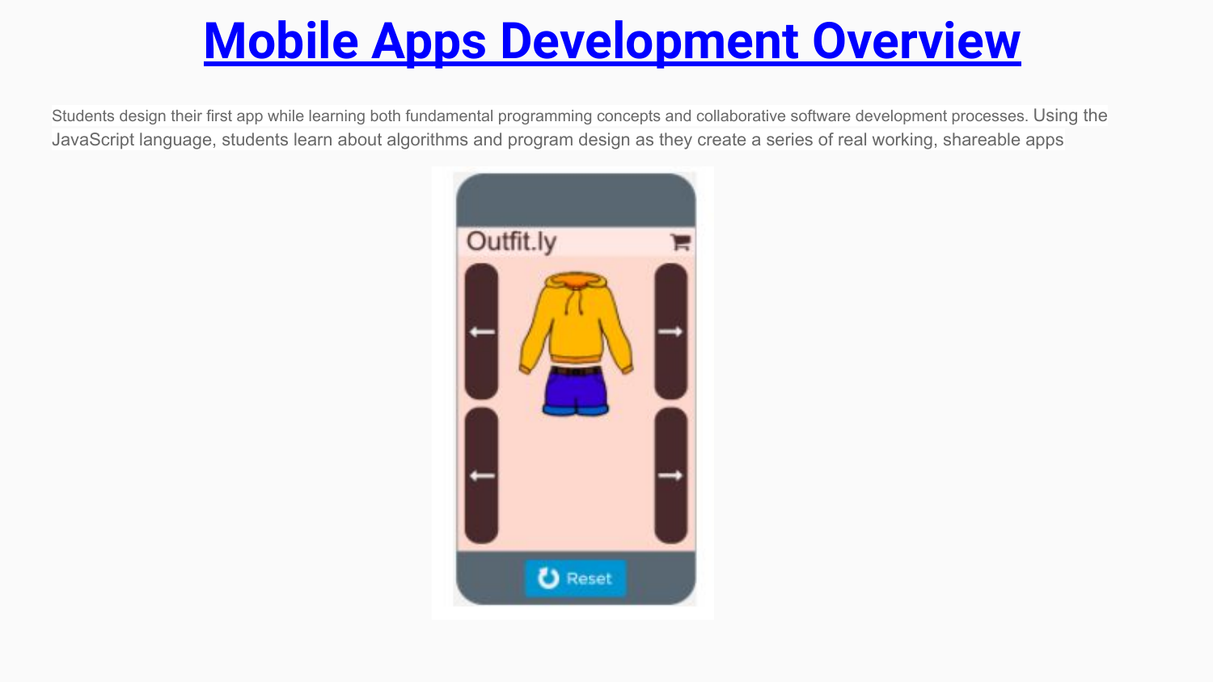# [Mobile Apps Development Overview]()

Students design their first app while learning both fundamental programming concepts and collaborative software development processes. Using the JavaScript language, students learn about algorithms and program design as they create a series of real working, shareable apps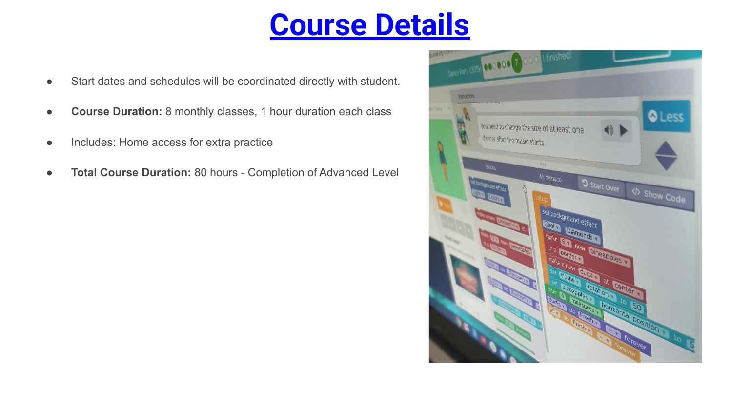# Course Details

- Start dates and schedules will be coordinated directly with student.
- **Course Duration:** 8 monthly classes, 1 hour duration each class
- Includes: Home access for extra practice
- **Total Course Duration:** 80 hours - Completion of Advanced Level